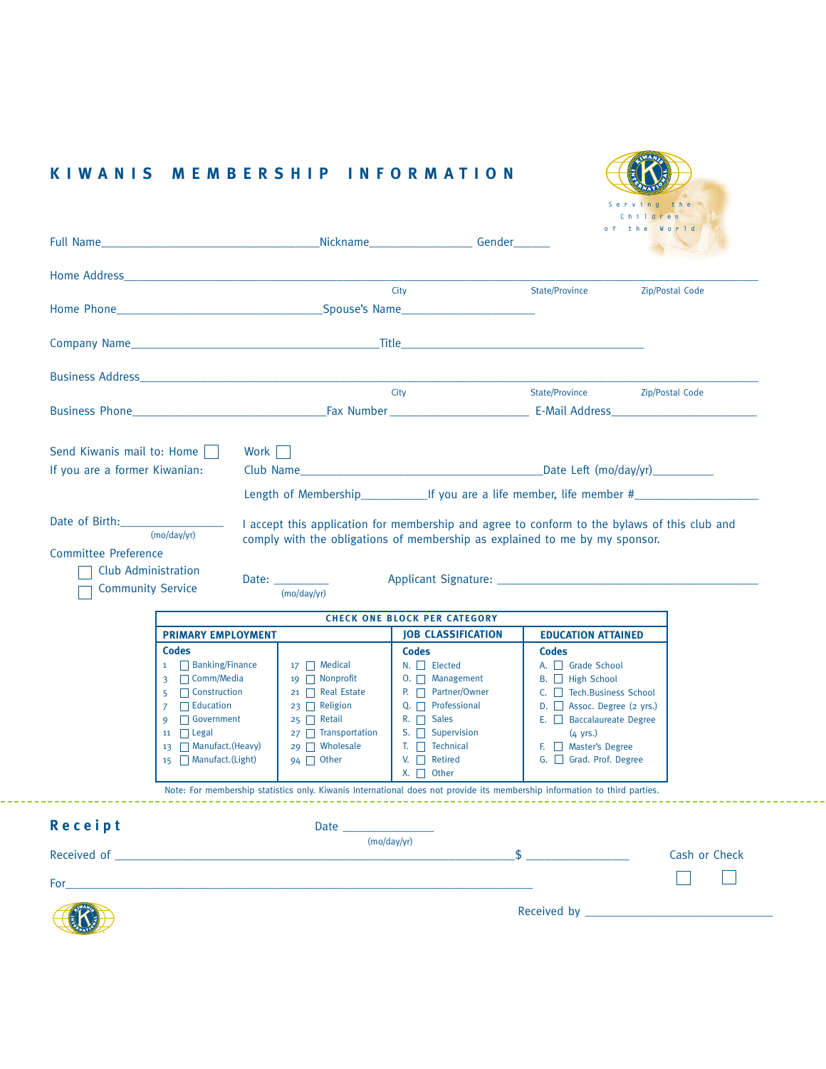# KIWANIS MEMBERSHIP INFORMATION

Serving the Children of the World

Full Name__________________________________Nickname________________ Gender______

Home Address______________________________________________________________________________

City State/Province Zip/Postal Code

Home Phone________________________________Spouse's Name_____________________

Company Name________________________________________Title_______________________________________

Business Address__________________________________________________________________________

City State/Province Zip/Postal Code

Business Phone______________________________Fax Number _____________________ E-Mail Address________________________

Send Kiwanis mail to: Home ☐ Work ☐

If you are a former Kiwanian: Club Name_______________________________________Date Left (mo/day/yr)__________

Length of Membership___________If you are a life member, life member #____________________

Date of Birth:________________ (mo/day/yr)

I accept this application for membership and agree to conform to the bylaws of this club and comply with the obligations of membership as explained to me by my sponsor.

Committee Preference

☐ Club Administration

☐ Community Service

Date: _________ (mo/day/yr) Applicant Signature: ____________________________________________

**CHECK ONE BLOCK PER CATEGORY**

| PRIMARY EMPLOYMENT | | JOB CLASSIFICATION | EDUCATION ATTAINED |
|---|---|---|---|
| **Codes** | | **Codes** | **Codes** |
| 1 ☐ Banking/Finance | 17 ☐ Medical | N. ☐ Elected | A. ☐ Grade School |
| 3 ☐ Comm/Media | 19 ☐ Nonprofit | O. ☐ Management | B. ☐ High School |
| 5 ☐ Construction | 21 ☐ Real Estate | P. ☐ Partner/Owner | C. ☐ Tech.Business School |
| 7 ☐ Education | 23 ☐ Religion | Q. ☐ Professional | D. ☐ Assoc. Degree (2 yrs.) |
| 9 ☐ Government | 25 ☐ Retail | R. ☐ Sales | E. ☐ Baccalaureate Degree (4 yrs.) |
| 11 ☐ Legal | 27 ☐ Transportation | S. ☐ Supervision | F. ☐ Master's Degree |
| 13 ☐ Manufact.(Heavy) | 29 ☐ Wholesale | T. ☐ Technical | G. ☐ Grad. Prof. Degree |
| 15 ☐ Manufact.(Light) | 94 ☐ Other | V. ☐ Retired | |
| | | X. ☐ Other | |

Note: For membership statistics only. Kiwanis International does not provide its membership information to third parties.

## Receipt

Date _______________ (mo/day/yr)

Received of ________________________________________________________________ $ _______________ Cash or Check ☐ ☐

For________________________________________________________________________________

Received by ______________________________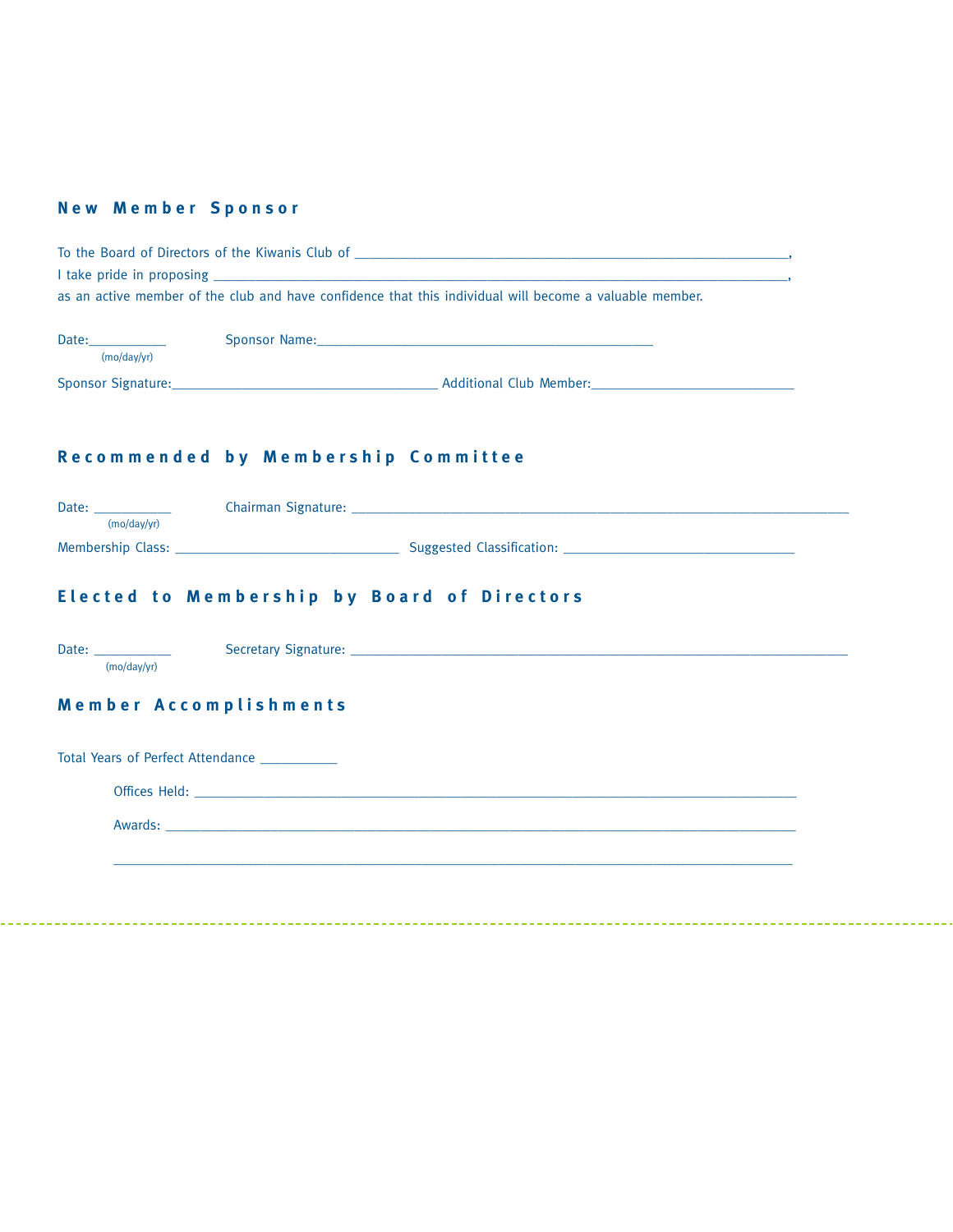## New Member Sponsor

To the Board of Directors of the Kiwanis Club of ______________________________________________________________,
I take pride in proposing ___________________________________________________________________________,
as an active member of the club and have confidence that this individual will become a valuable member.

Date:__________ (mo/day/yr) Sponsor Name:_______________________________________________

Sponsor Signature:_____________________________________ Additional Club Member:____________________________

## Recommended by Membership Committee

Date: __________ (mo/day/yr) Chairman Signature: ______________________________________________________________________

Membership Class: _______________________________ Suggested Classification: ________________________________

## Elected to Membership by Board of Directors

Date: __________ (mo/day/yr) Secretary Signature: ______________________________________________________________________

## Member Accomplishments

Total Years of Perfect Attendance __________

Offices Held: ______________________________________________________________________________________

Awards: __________________________________________________________________________________________

______________________________________________________________________________________________